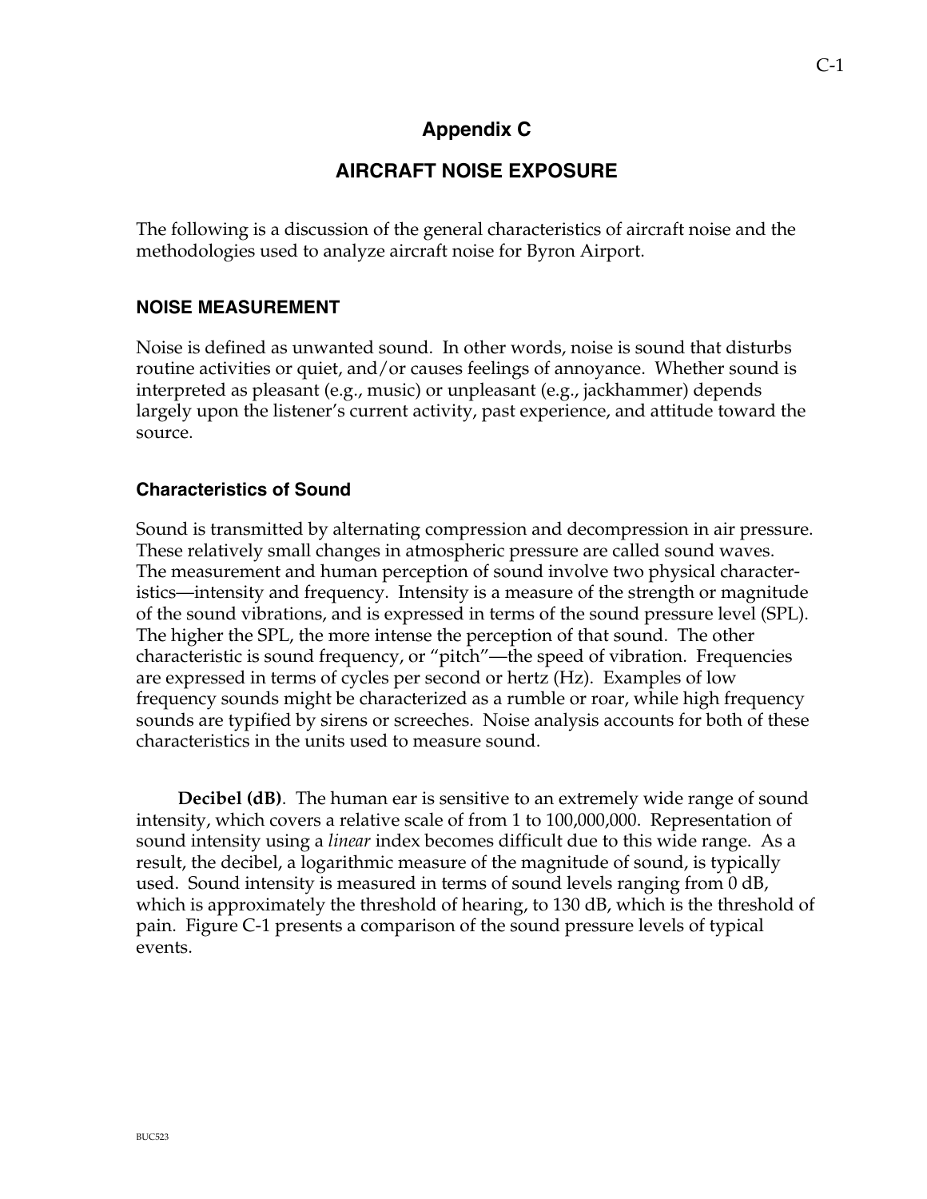# Appendix C

# AIRCRAFT NOISE EXPOSURE

The following is a discussion of the general characteristics of aircraft noise and the methodologies used to analyze aircraft noise for Byron Airport.

## NOISE MEASUREMENT

Noise is defined as unwanted sound. In other words, noise is sound that disturbs routine activities or quiet, and/or causes feelings of annoyance. Whether sound is interpreted as pleasant (e.g., music) or unpleasant (e.g., jackhammer) depends largely upon the listener's current activity, past experience, and attitude toward the source.

### Characteristics of Sound

Sound is transmitted by alternating compression and decompression in air pressure. These relatively small changes in atmospheric pressure are called sound waves. The measurement and human perception of sound involve two physical characteristics—intensity and frequency. Intensity is a measure of the strength or magnitude of the sound vibrations, and is expressed in terms of the sound pressure level (SPL). The higher the SPL, the more intense the perception of that sound. The other characteristic is sound frequency, or "pitch"—the speed of vibration. Frequencies are expressed in terms of cycles per second or hertz (Hz). Examples of low frequency sounds might be characterized as a rumble or roar, while high frequency sounds are typified by sirens or screeches. Noise analysis accounts for both of these characteristics in the units used to measure sound.

**Decibel (dB)**. The human ear is sensitive to an extremely wide range of sound intensity, which covers a relative scale of from 1 to 100,000,000. Representation of sound intensity using a *linear* index becomes difficult due to this wide range. As a result, the decibel, a logarithmic measure of the magnitude of sound, is typically used. Sound intensity is measured in terms of sound levels ranging from 0 dB, which is approximately the threshold of hearing, to 130 dB, which is the threshold of pain. Figure C-1 presents a comparison of the sound pressure levels of typical events.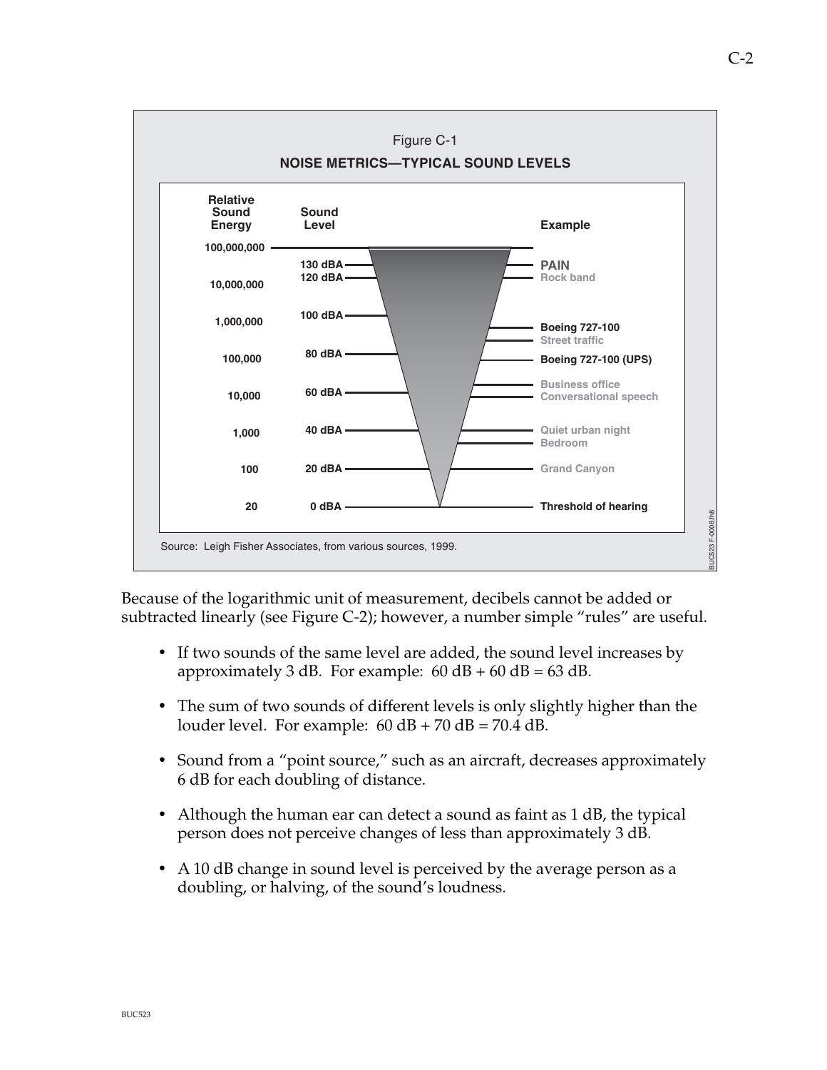Figure C-1

**NOISE METRICS—TYPICAL SOUND LEVELS**

| Relative Sound Energy | Sound Level | Example |
|---|---|---|
| 100,000,000 | | |
| | 130 dBA | PAIN |
| | 120 dBA | Rock band |
| 10,000,000 | | |
| 1,000,000 | 100 dBA | |
| | | Boeing 727-100 |
| | | Street traffic |
| 100,000 | 80 dBA | Boeing 727-100 (UPS) |
| | | Business office |
| 10,000 | 60 dBA | Conversational speech |
| 1,000 | 40 dBA | Quiet urban night |
| | | Bedroom |
| 100 | 20 dBA | Grand Canyon |
| 20 | 0 dBA | Threshold of hearing |

Source: Leigh Fisher Associates, from various sources, 1999.

Because of the logarithmic unit of measurement, decibels cannot be added or subtracted linearly (see Figure C-2); however, a number simple "rules" are useful.

- If two sounds of the same level are added, the sound level increases by approximately 3 dB. For example: 60 dB + 60 dB = 63 dB.
- The sum of two sounds of different levels is only slightly higher than the louder level. For example: 60 dB + 70 dB = 70.4 dB.
- Sound from a "point source," such as an aircraft, decreases approximately 6 dB for each doubling of distance.
- Although the human ear can detect a sound as faint as 1 dB, the typical person does not perceive changes of less than approximately 3 dB.
- A 10 dB change in sound level is perceived by the average person as a doubling, or halving, of the sound's loudness.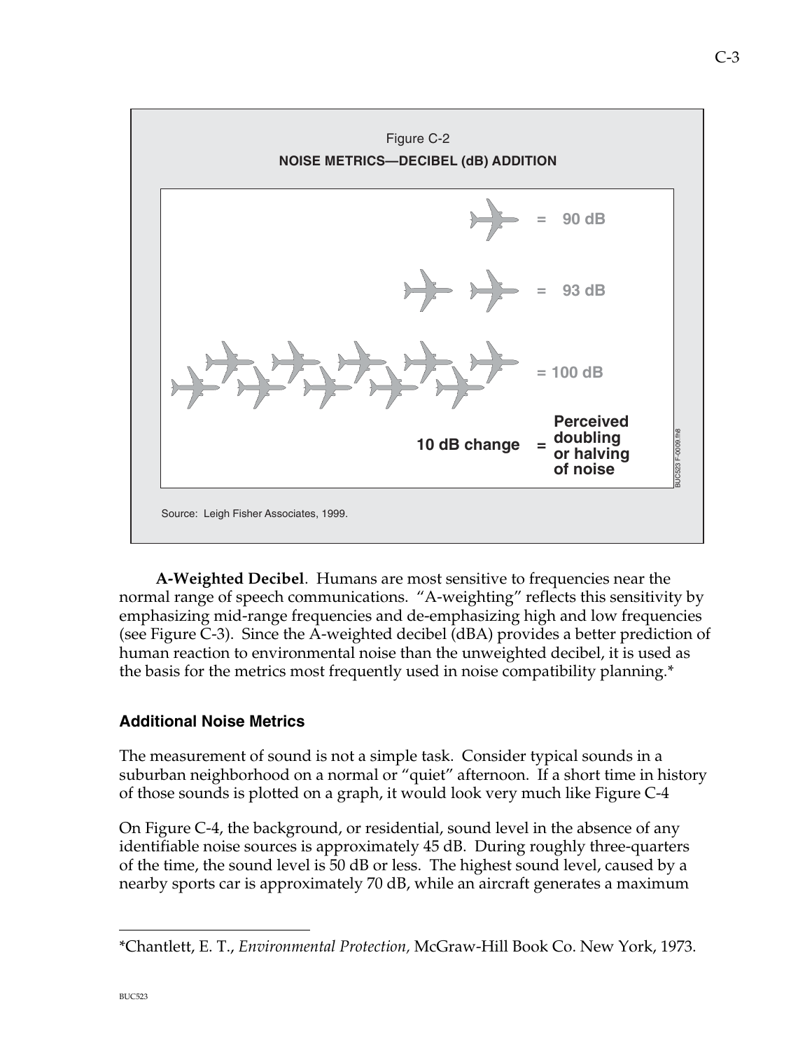Figure C-2

**NOISE METRICS—DECIBEL (dB) ADDITION**

= 90 dB

= 93 dB

= 100 dB

**10 dB change = Perceived doubling or halving of noise**

Source: Leigh Fisher Associates, 1999.

**A-Weighted Decibel**. Humans are most sensitive to frequencies near the normal range of speech communications. "A-weighting" reflects this sensitivity by emphasizing mid-range frequencies and de-emphasizing high and low frequencies (see Figure C-3). Since the A-weighted decibel (dBA) provides a better prediction of human reaction to environmental noise than the unweighted decibel, it is used as the basis for the metrics most frequently used in noise compatibility planning.*

### Additional Noise Metrics

The measurement of sound is not a simple task. Consider typical sounds in a suburban neighborhood on a normal or "quiet" afternoon. If a short time in history of those sounds is plotted on a graph, it would look very much like Figure C-4

On Figure C-4, the background, or residential, sound level in the absence of any identifiable noise sources is approximately 45 dB. During roughly three-quarters of the time, the sound level is 50 dB or less. The highest sound level, caused by a nearby sports car is approximately 70 dB, while an aircraft generates a maximum

---

*Chantlett, E. T., *Environmental Protection,* McGraw-Hill Book Co. New York, 1973.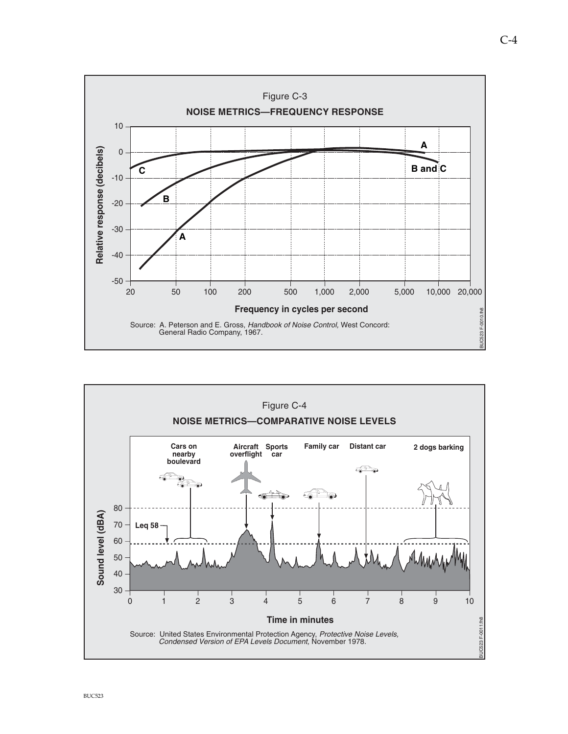Figure C-3

**NOISE METRICS—FREQUENCY RESPONSE**

Source: A. Peterson and E. Gross, *Handbook of Noise Control,* West Concord: General Radio Company, 1967.

Figure C-4

**NOISE METRICS—COMPARATIVE NOISE LEVELS**

Source: United States Environmental Protection Agency, *Protective Noise Levels, Condensed Version of EPA Levels Document,* November 1978.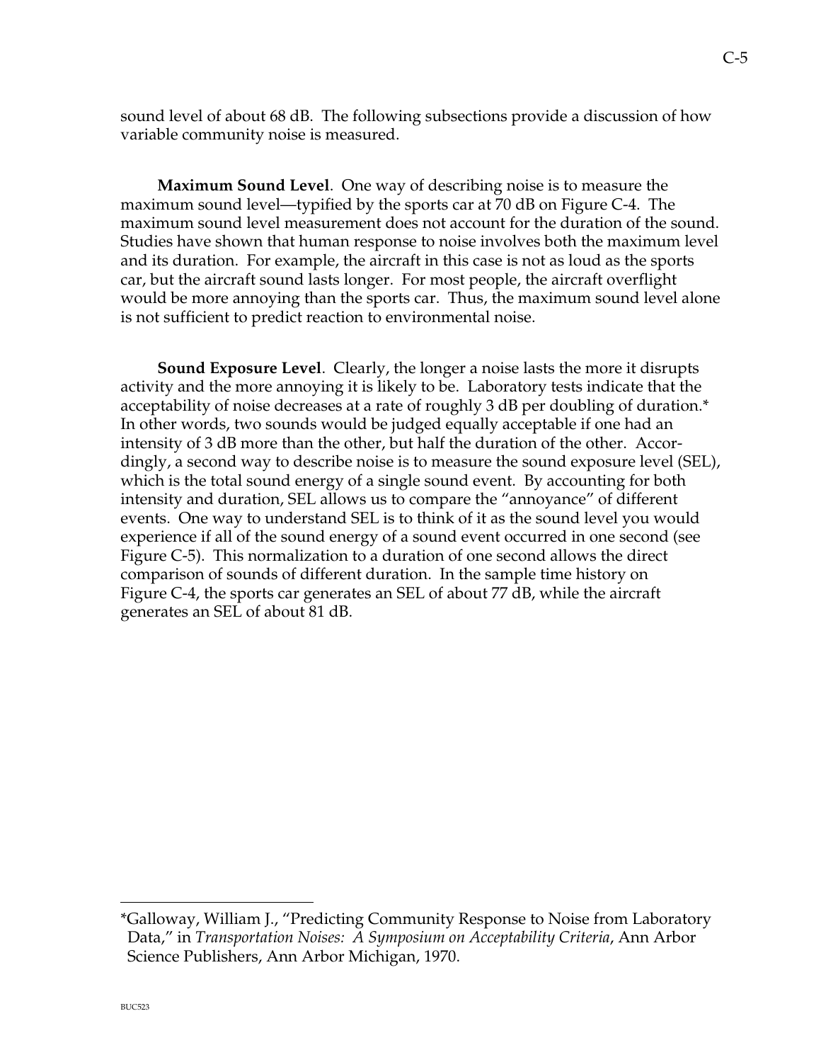sound level of about 68 dB. The following subsections provide a discussion of how variable community noise is measured.

**Maximum Sound Level**. One way of describing noise is to measure the maximum sound level—typified by the sports car at 70 dB on Figure C-4. The maximum sound level measurement does not account for the duration of the sound. Studies have shown that human response to noise involves both the maximum level and its duration. For example, the aircraft in this case is not as loud as the sports car, but the aircraft sound lasts longer. For most people, the aircraft overflight would be more annoying than the sports car. Thus, the maximum sound level alone is not sufficient to predict reaction to environmental noise.

**Sound Exposure Level**. Clearly, the longer a noise lasts the more it disrupts activity and the more annoying it is likely to be. Laboratory tests indicate that the acceptability of noise decreases at a rate of roughly 3 dB per doubling of duration.* In other words, two sounds would be judged equally acceptable if one had an intensity of 3 dB more than the other, but half the duration of the other. Accordingly, a second way to describe noise is to measure the sound exposure level (SEL), which is the total sound energy of a single sound event. By accounting for both intensity and duration, SEL allows us to compare the "annoyance" of different events. One way to understand SEL is to think of it as the sound level you would experience if all of the sound energy of a sound event occurred in one second (see Figure C-5). This normalization to a duration of one second allows the direct comparison of sounds of different duration. In the sample time history on Figure C-4, the sports car generates an SEL of about 77 dB, while the aircraft generates an SEL of about 81 dB.

---

*Galloway, William J., "Predicting Community Response to Noise from Laboratory Data," in *Transportation Noises: A Symposium on Acceptability Criteria*, Ann Arbor Science Publishers, Ann Arbor Michigan, 1970.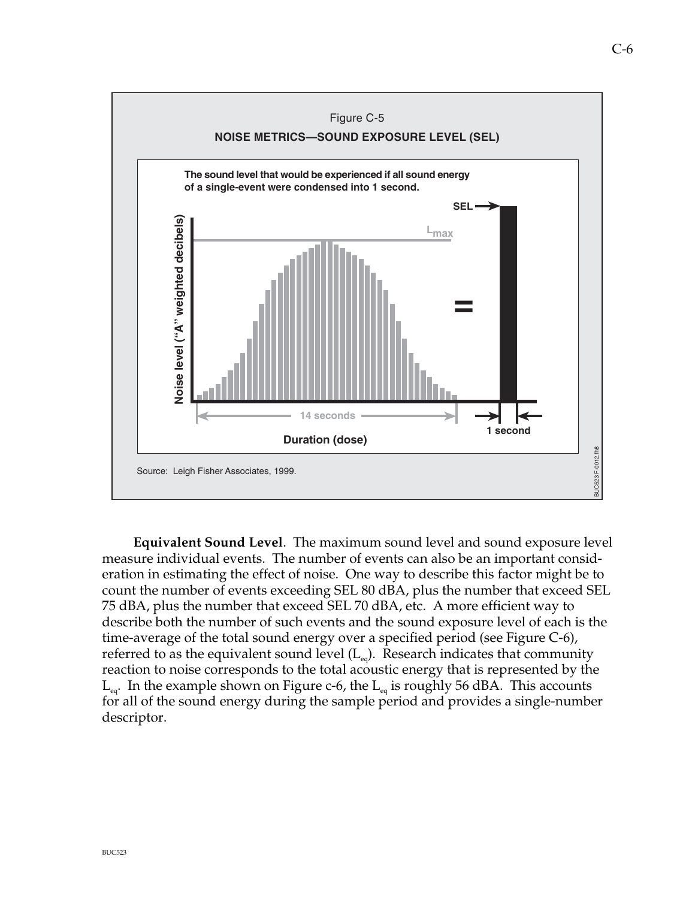Figure C-5

**NOISE METRICS—SOUND EXPOSURE LEVEL (SEL)**

**The sound level that would be experienced if all sound energy of a single-event were condensed into 1 second.**

Source: Leigh Fisher Associates, 1999.

**Equivalent Sound Level**. The maximum sound level and sound exposure level measure individual events. The number of events can also be an important consideration in estimating the effect of noise. One way to describe this factor might be to count the number of events exceeding SEL 80 dBA, plus the number that exceed SEL 75 dBA, plus the number that exceed SEL 70 dBA, etc. A more efficient way to describe both the number of such events and the sound exposure level of each is the time-average of the total sound energy over a specified period (see Figure C-6), referred to as the equivalent sound level ($L_{eq}$). Research indicates that community reaction to noise corresponds to the total acoustic energy that is represented by the $L_{eq}$. In the example shown on Figure c-6, the $L_{eq}$ is roughly 56 dBA. This accounts for all of the sound energy during the sample period and provides a single-number descriptor.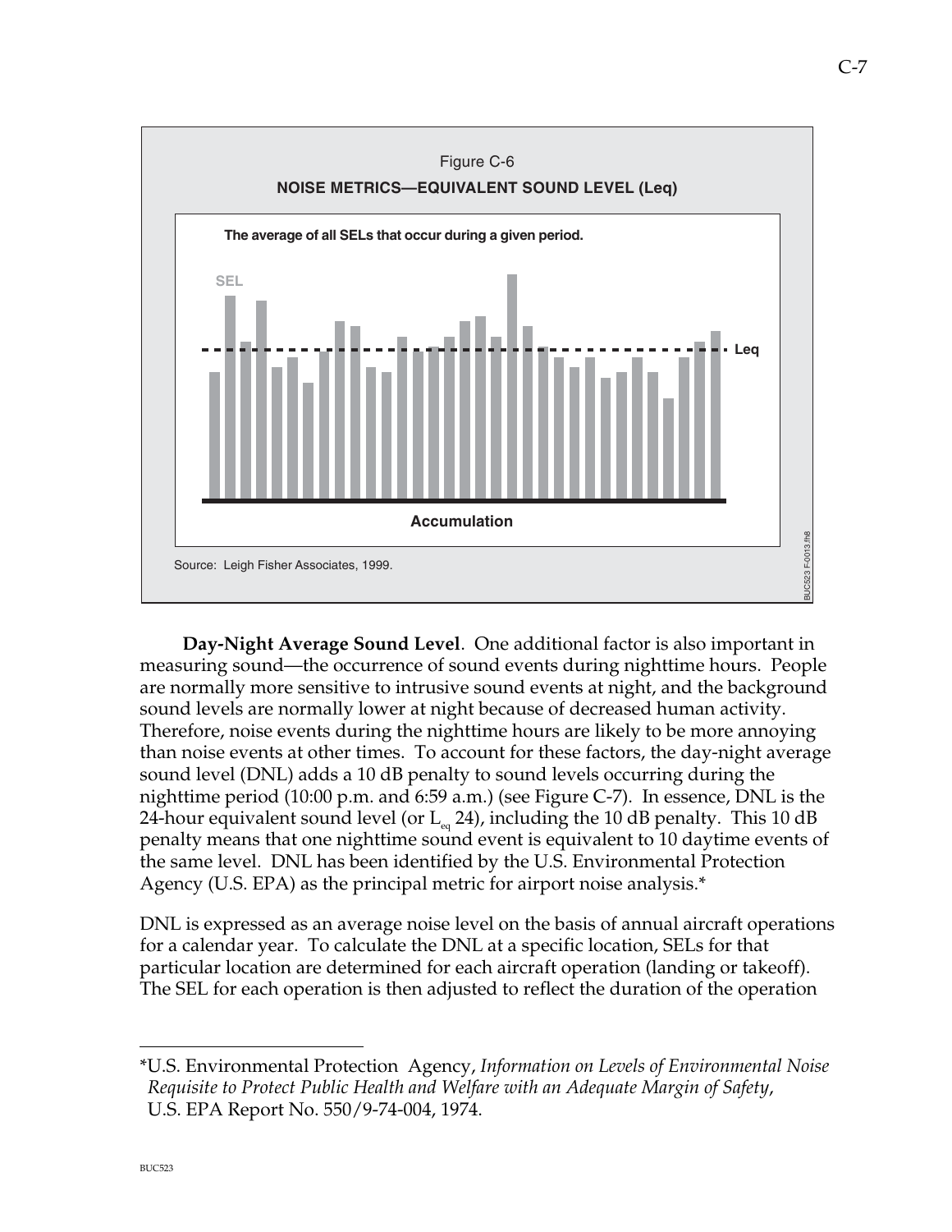Figure C-6

**NOISE METRICS—EQUIVALENT SOUND LEVEL (Leq)**

**The average of all SELs that occur during a given period.**

SEL

Leq

**Accumulation**

Source: Leigh Fisher Associates, 1999.

**Day-Night Average Sound Level**. One additional factor is also important in measuring sound—the occurrence of sound events during nighttime hours. People are normally more sensitive to intrusive sound events at night, and the background sound levels are normally lower at night because of decreased human activity. Therefore, noise events during the nighttime hours are likely to be more annoying than noise events at other times. To account for these factors, the day-night average sound level (DNL) adds a 10 dB penalty to sound levels occurring during the nighttime period (10:00 p.m. and 6:59 a.m.) (see Figure C-7). In essence, DNL is the 24-hour equivalent sound level (or $L_{eq}$ 24), including the 10 dB penalty. This 10 dB penalty means that one nighttime sound event is equivalent to 10 daytime events of the same level. DNL has been identified by the U.S. Environmental Protection Agency (U.S. EPA) as the principal metric for airport noise analysis.*

DNL is expressed as an average noise level on the basis of annual aircraft operations for a calendar year. To calculate the DNL at a specific location, SELs for that particular location are determined for each aircraft operation (landing or takeoff). The SEL for each operation is then adjusted to reflect the duration of the operation

---

*U.S. Environmental Protection Agency, *Information on Levels of Environmental Noise Requisite to Protect Public Health and Welfare with an Adequate Margin of Safety*, U.S. EPA Report No. 550/9-74-004, 1974.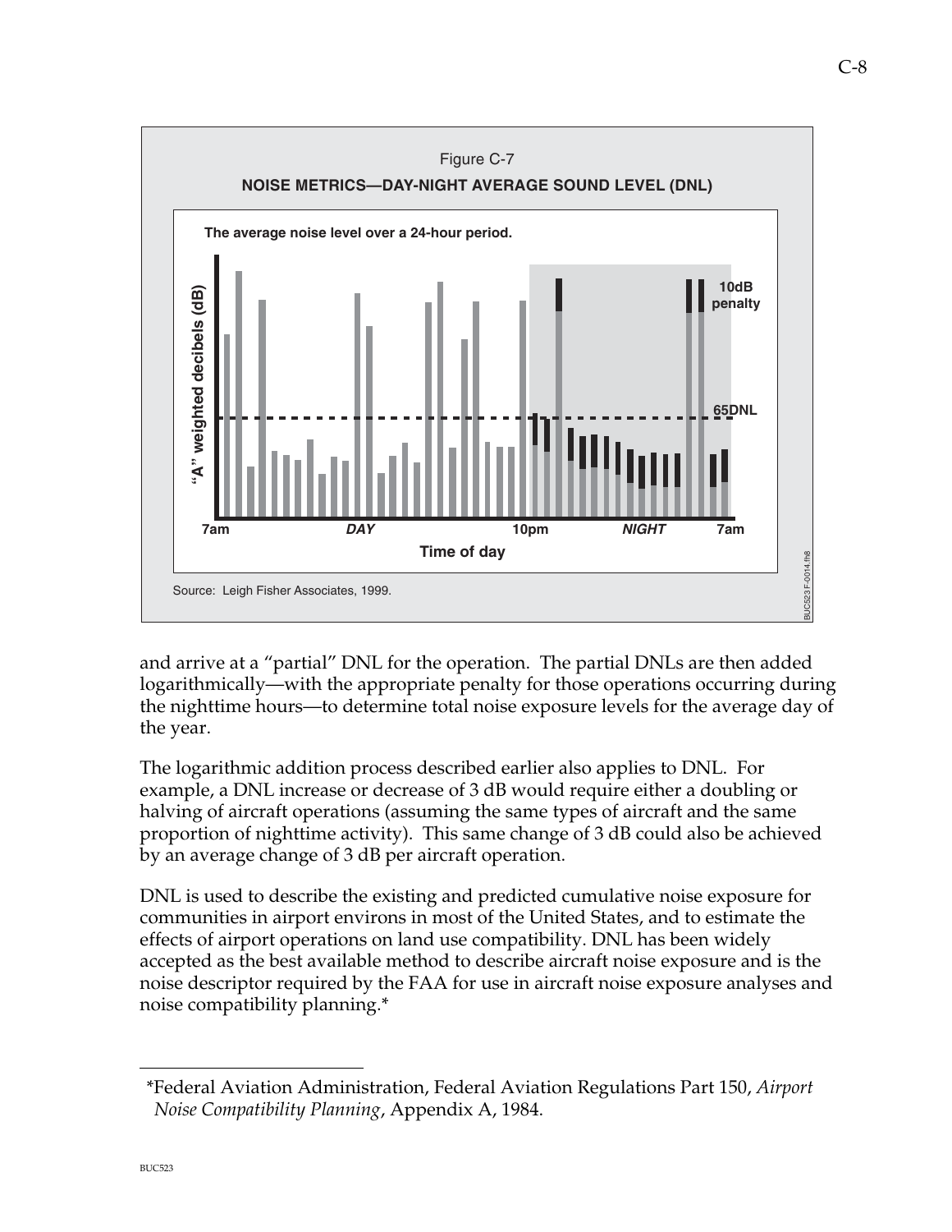Figure C-7

**NOISE METRICS—DAY-NIGHT AVERAGE SOUND LEVEL (DNL)**

**The average noise level over a 24-hour period.**

Source: Leigh Fisher Associates, 1999.

and arrive at a "partial" DNL for the operation. The partial DNLs are then added logarithmically—with the appropriate penalty for those operations occurring during the nighttime hours—to determine total noise exposure levels for the average day of the year.

The logarithmic addition process described earlier also applies to DNL. For example, a DNL increase or decrease of 3 dB would require either a doubling or halving of aircraft operations (assuming the same types of aircraft and the same proportion of nighttime activity). This same change of 3 dB could also be achieved by an average change of 3 dB per aircraft operation.

DNL is used to describe the existing and predicted cumulative noise exposure for communities in airport environs in most of the United States, and to estimate the effects of airport operations on land use compatibility. DNL has been widely accepted as the best available method to describe aircraft noise exposure and is the noise descriptor required by the FAA for use in aircraft noise exposure analyses and noise compatibility planning.*

---

*Federal Aviation Administration, Federal Aviation Regulations Part 150, *Airport Noise Compatibility Planning*, Appendix A, 1984.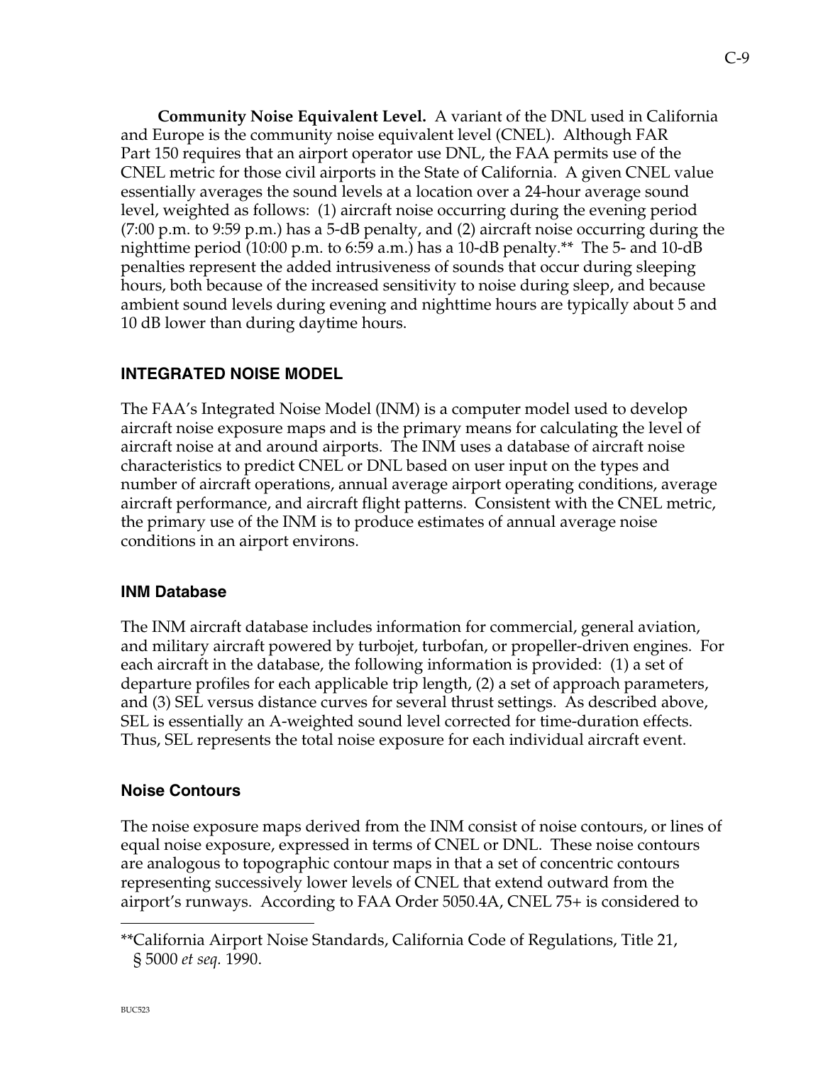**Community Noise Equivalent Level.** A variant of the DNL used in California and Europe is the community noise equivalent level (CNEL). Although FAR Part 150 requires that an airport operator use DNL, the FAA permits use of the CNEL metric for those civil airports in the State of California. A given CNEL value essentially averages the sound levels at a location over a 24-hour average sound level, weighted as follows: (1) aircraft noise occurring during the evening period (7:00 p.m. to 9:59 p.m.) has a 5-dB penalty, and (2) aircraft noise occurring during the nighttime period (10:00 p.m. to 6:59 a.m.) has a 10-dB penalty.** The 5- and 10-dB penalties represent the added intrusiveness of sounds that occur during sleeping hours, both because of the increased sensitivity to noise during sleep, and because ambient sound levels during evening and nighttime hours are typically about 5 and 10 dB lower than during daytime hours.

## INTEGRATED NOISE MODEL

The FAA's Integrated Noise Model (INM) is a computer model used to develop aircraft noise exposure maps and is the primary means for calculating the level of aircraft noise at and around airports. The INM uses a database of aircraft noise characteristics to predict CNEL or DNL based on user input on the types and number of aircraft operations, annual average airport operating conditions, average aircraft performance, and aircraft flight patterns. Consistent with the CNEL metric, the primary use of the INM is to produce estimates of annual average noise conditions in an airport environs.

### INM Database

The INM aircraft database includes information for commercial, general aviation, and military aircraft powered by turbojet, turbofan, or propeller-driven engines. For each aircraft in the database, the following information is provided: (1) a set of departure profiles for each applicable trip length, (2) a set of approach parameters, and (3) SEL versus distance curves for several thrust settings. As described above, SEL is essentially an A-weighted sound level corrected for time-duration effects. Thus, SEL represents the total noise exposure for each individual aircraft event.

### Noise Contours

The noise exposure maps derived from the INM consist of noise contours, or lines of equal noise exposure, expressed in terms of CNEL or DNL. These noise contours are analogous to topographic contour maps in that a set of concentric contours representing successively lower levels of CNEL that extend outward from the airport's runways. According to FAA Order 5050.4A, CNEL 75+ is considered to

---

**California Airport Noise Standards, California Code of Regulations, Title 21, § 5000 *et seq.* 1990.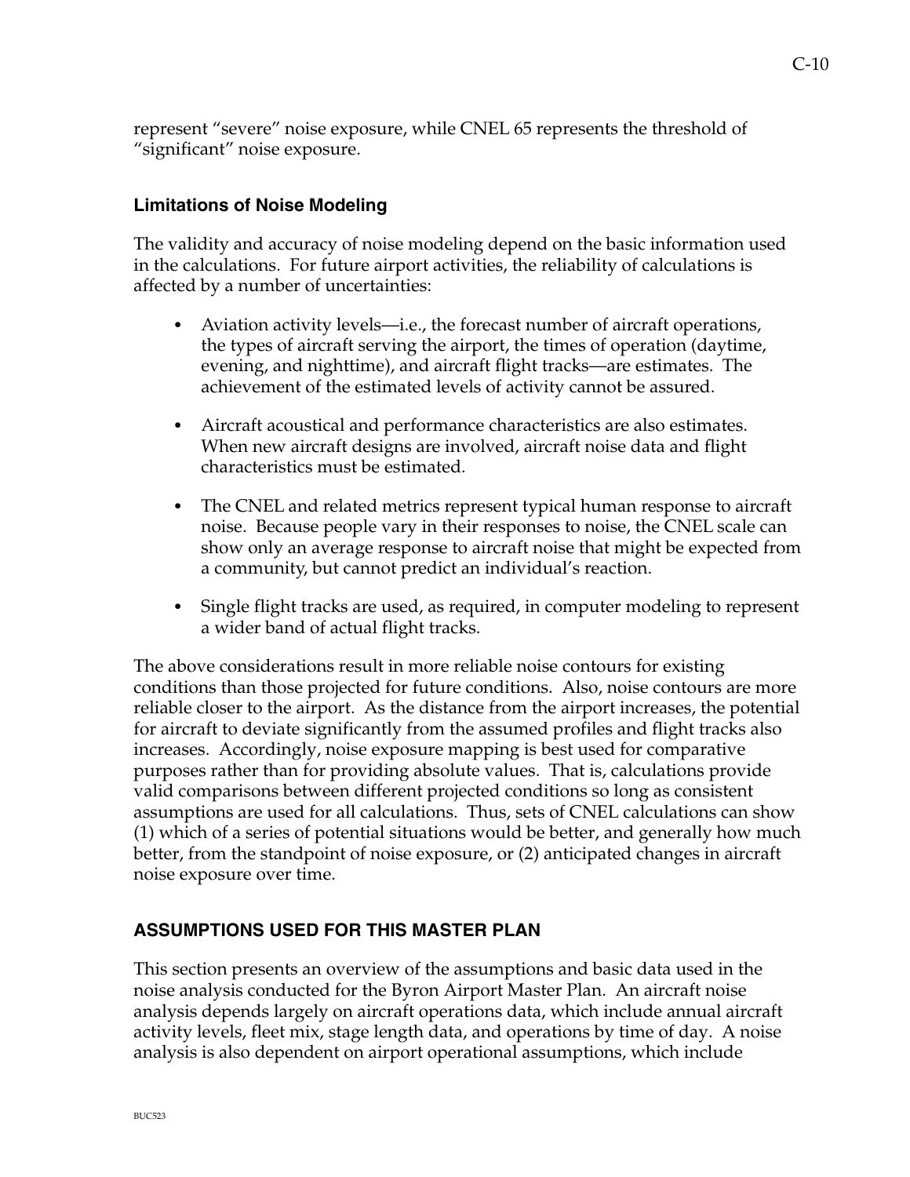represent "severe" noise exposure, while CNEL 65 represents the threshold of "significant" noise exposure.

### Limitations of Noise Modeling

The validity and accuracy of noise modeling depend on the basic information used in the calculations. For future airport activities, the reliability of calculations is affected by a number of uncertainties:

- Aviation activity levels—i.e., the forecast number of aircraft operations, the types of aircraft serving the airport, the times of operation (daytime, evening, and nighttime), and aircraft flight tracks—are estimates. The achievement of the estimated levels of activity cannot be assured.
- Aircraft acoustical and performance characteristics are also estimates. When new aircraft designs are involved, aircraft noise data and flight characteristics must be estimated.
- The CNEL and related metrics represent typical human response to aircraft noise. Because people vary in their responses to noise, the CNEL scale can show only an average response to aircraft noise that might be expected from a community, but cannot predict an individual's reaction.
- Single flight tracks are used, as required, in computer modeling to represent a wider band of actual flight tracks.

The above considerations result in more reliable noise contours for existing conditions than those projected for future conditions. Also, noise contours are more reliable closer to the airport. As the distance from the airport increases, the potential for aircraft to deviate significantly from the assumed profiles and flight tracks also increases. Accordingly, noise exposure mapping is best used for comparative purposes rather than for providing absolute values. That is, calculations provide valid comparisons between different projected conditions so long as consistent assumptions are used for all calculations. Thus, sets of CNEL calculations can show (1) which of a series of potential situations would be better, and generally how much better, from the standpoint of noise exposure, or (2) anticipated changes in aircraft noise exposure over time.

## ASSUMPTIONS USED FOR THIS MASTER PLAN

This section presents an overview of the assumptions and basic data used in the noise analysis conducted for the Byron Airport Master Plan. An aircraft noise analysis depends largely on aircraft operations data, which include annual aircraft activity levels, fleet mix, stage length data, and operations by time of day. A noise analysis is also dependent on airport operational assumptions, which include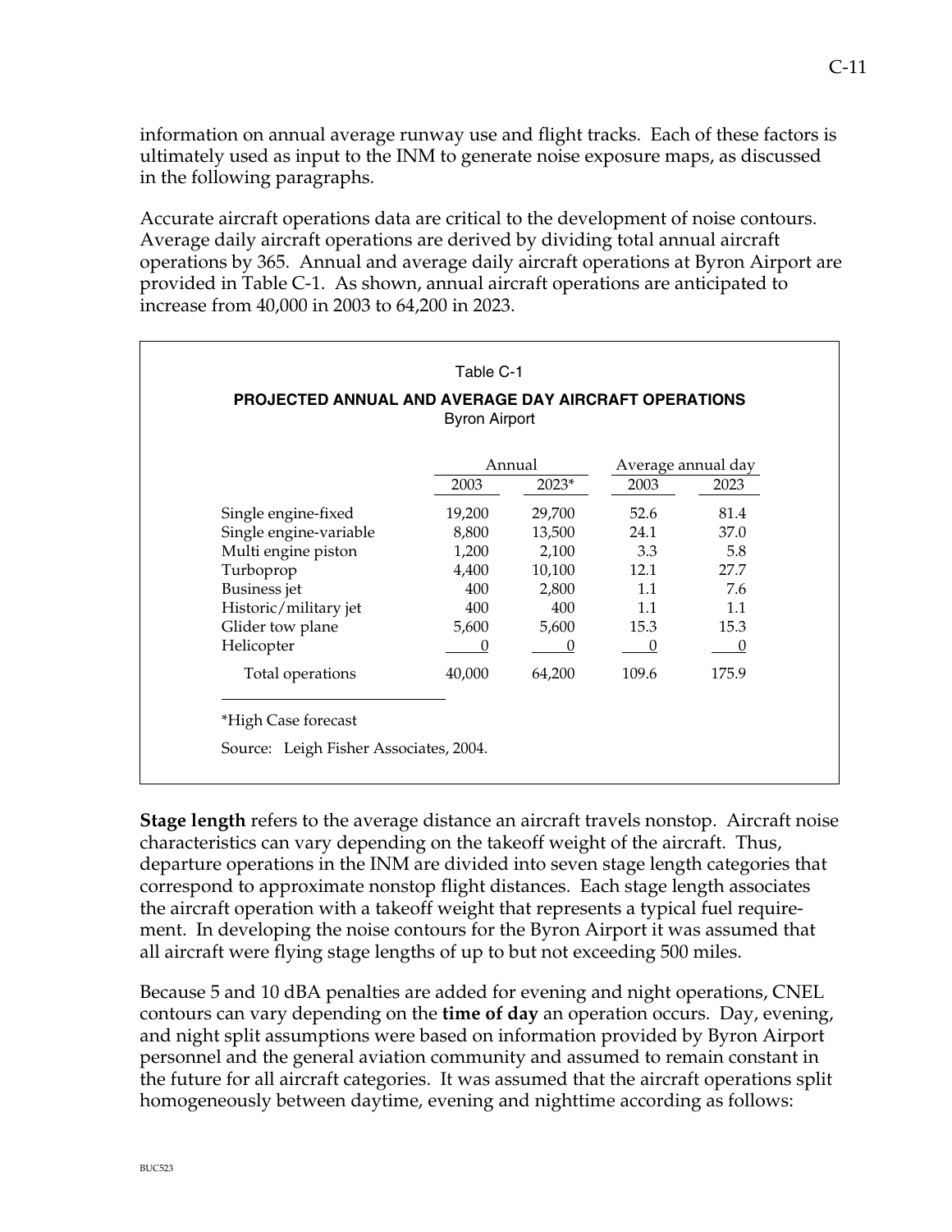information on annual average runway use and flight tracks. Each of these factors is ultimately used as input to the INM to generate noise exposure maps, as discussed in the following paragraphs.

Accurate aircraft operations data are critical to the development of noise contours. Average daily aircraft operations are derived by dividing total annual aircraft operations by 365. Annual and average daily aircraft operations at Byron Airport are provided in Table C-1. As shown, annual aircraft operations are anticipated to increase from 40,000 in 2003 to 64,200 in 2023.

Table C-1

**PROJECTED ANNUAL AND AVERAGE DAY AIRCRAFT OPERATIONS**
Byron Airport

| | Annual | | Average annual day | |
|---|---|---|---|---|
| | 2003 | 2023* | 2003 | 2023 |
| Single engine-fixed | 19,200 | 29,700 | 52.6 | 81.4 |
| Single engine-variable | 8,800 | 13,500 | 24.1 | 37.0 |
| Multi engine piston | 1,200 | 2,100 | 3.3 | 5.8 |
| Turboprop | 4,400 | 10,100 | 12.1 | 27.7 |
| Business jet | 400 | 2,800 | 1.1 | 7.6 |
| Historic/military jet | 400 | 400 | 1.1 | 1.1 |
| Glider tow plane | 5,600 | 5,600 | 15.3 | 15.3 |
| Helicopter | 0 | 0 | 0 | 0 |
| Total operations | 40,000 | 64,200 | 109.6 | 175.9 |

*High Case forecast

Source: Leigh Fisher Associates, 2004.

**Stage length** refers to the average distance an aircraft travels nonstop. Aircraft noise characteristics can vary depending on the takeoff weight of the aircraft. Thus, departure operations in the INM are divided into seven stage length categories that correspond to approximate nonstop flight distances. Each stage length associates the aircraft operation with a takeoff weight that represents a typical fuel requirement. In developing the noise contours for the Byron Airport it was assumed that all aircraft were flying stage lengths of up to but not exceeding 500 miles.

Because 5 and 10 dBA penalties are added for evening and night operations, CNEL contours can vary depending on the **time of day** an operation occurs. Day, evening, and night split assumptions were based on information provided by Byron Airport personnel and the general aviation community and assumed to remain constant in the future for all aircraft categories. It was assumed that the aircraft operations split homogeneously between daytime, evening and nighttime according as follows: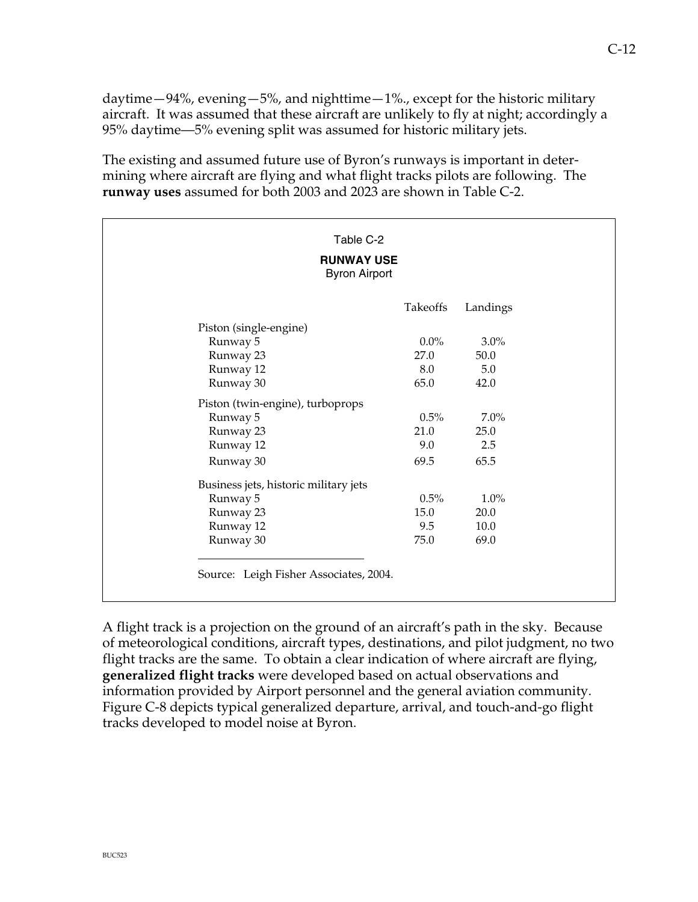daytime—94%, evening—5%, and nighttime—1%., except for the historic military aircraft. It was assumed that these aircraft are unlikely to fly at night; accordingly a 95% daytime—5% evening split was assumed for historic military jets.

The existing and assumed future use of Byron's runways is important in determining where aircraft are flying and what flight tracks pilots are following. The **runway uses** assumed for both 2003 and 2023 are shown in Table C-2.

Table C-2

**RUNWAY USE**
Byron Airport

| | Takeoffs | Landings |
|---|---|---|
| Piston (single-engine) | | |
| Runway 5 | 0.0% | 3.0% |
| Runway 23 | 27.0 | 50.0 |
| Runway 12 | 8.0 | 5.0 |
| Runway 30 | 65.0 | 42.0 |
| Piston (twin-engine), turboprops | | |
| Runway 5 | 0.5% | 7.0% |
| Runway 23 | 21.0 | 25.0 |
| Runway 12 | 9.0 | 2.5 |
| Runway 30 | 69.5 | 65.5 |
| Business jets, historic military jets | | |
| Runway 5 | 0.5% | 1.0% |
| Runway 23 | 15.0 | 20.0 |
| Runway 12 | 9.5 | 10.0 |
| Runway 30 | 75.0 | 69.0 |

Source: Leigh Fisher Associates, 2004.

A flight track is a projection on the ground of an aircraft's path in the sky. Because of meteorological conditions, aircraft types, destinations, and pilot judgment, no two flight tracks are the same. To obtain a clear indication of where aircraft are flying, **generalized flight tracks** were developed based on actual observations and information provided by Airport personnel and the general aviation community. Figure C-8 depicts typical generalized departure, arrival, and touch-and-go flight tracks developed to model noise at Byron.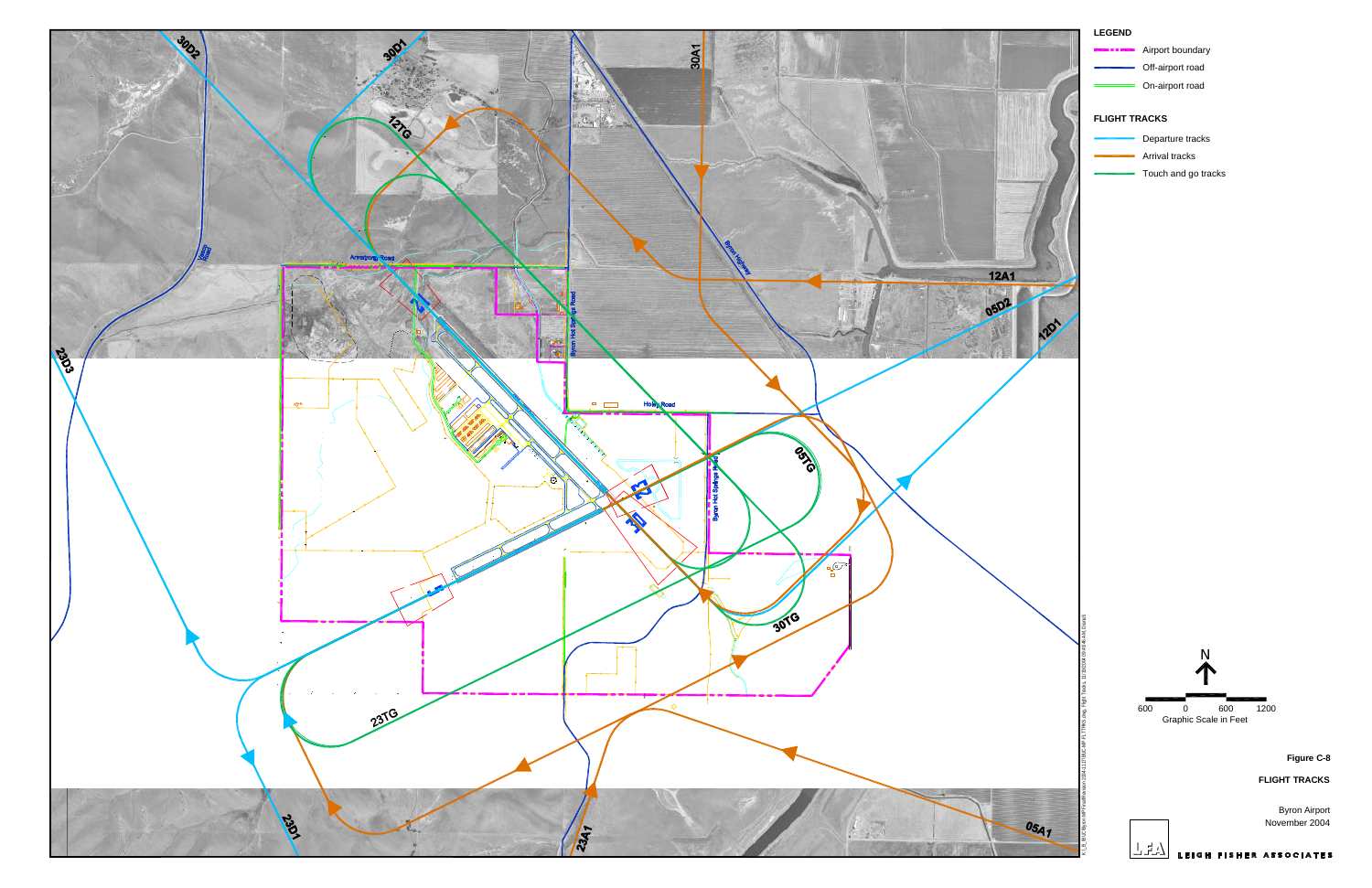30D2

30D1

30A1

12TG

Armstrong Road

Byron Hot Springs Road

Byron Highway

Vasco Road

12A1

05D2

12D1

23D3

Holey Road

05TG

30TG

23TG

23D1

23A1

05A1

**LEGEND**

- Airport boundary
- Off-airport road
- On-airport road

**FLIGHT TRACKS**

- Departure tracks
- Arrival tracks
- Touch and go tracks

N

600 0 600 1200

Graphic Scale in Feet

**Figure C-8**

**FLIGHT TRACKS**

Byron Airport

November 2004

LFA LEIGH FISHER ASSOCIATES